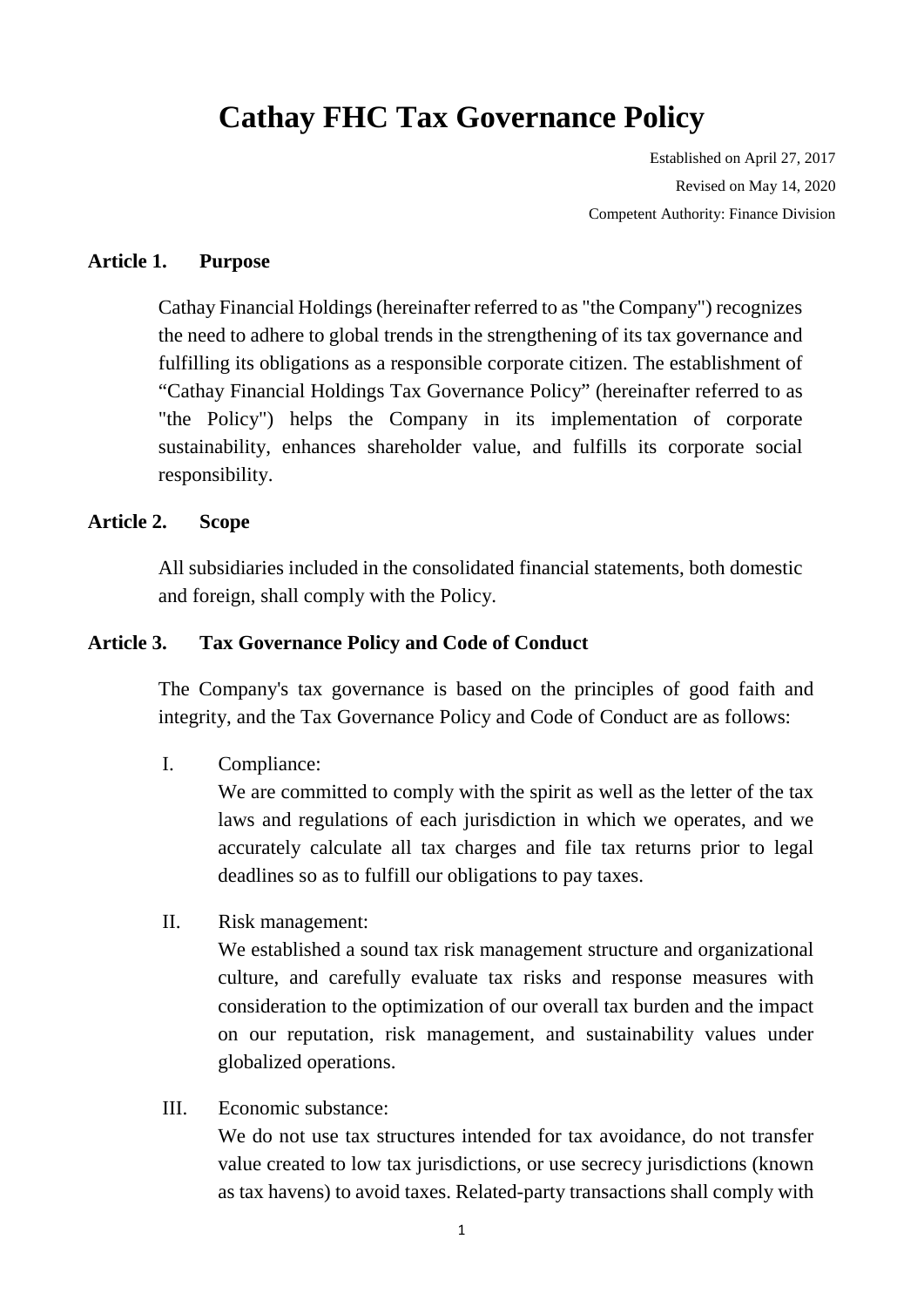# Cathay FHC Tax Governance Policy

Established on April 27, 2017

Revised on May 14, 2020

Competent Authority: Finance Division

## Article 1. Purpose

Cathay Financial Holdings (hereinafter referred to as "the Company") recognizes the need to adhere to global trends in the strengthening of its tax governance and fulfilling its obligations as a responsible corporate citizen. The establishment of "Cathay Financial Holdings Tax Governance Policy" (hereinafter referred to as "the Policy") helps the Company in its implementation of corporate sustainability, enhances shareholder value, and fulfills its corporate social responsibility.

## Article 2. Scope

All subsidiaries included in the consolidated financial statements, both domestic and foreign, shall comply with the Policy.

## Article 3. Tax Governance Policy and Code of Conduct

The Company's tax governance is based on the principles of good faith and integrity, and the Tax Governance Policy and Code of Conduct are as follows:

I. Compliance:
We are committed to comply with the spirit as well as the letter of the tax laws and regulations of each jurisdiction in which we operates, and we accurately calculate all tax charges and file tax returns prior to legal deadlines so as to fulfill our obligations to pay taxes.

II. Risk management:
We established a sound tax risk management structure and organizational culture, and carefully evaluate tax risks and response measures with consideration to the optimization of our overall tax burden and the impact on our reputation, risk management, and sustainability values under globalized operations.

III. Economic substance:
We do not use tax structures intended for tax avoidance, do not transfer value created to low tax jurisdictions, or use secrecy jurisdictions (known as tax havens) to avoid taxes. Related-party transactions shall comply with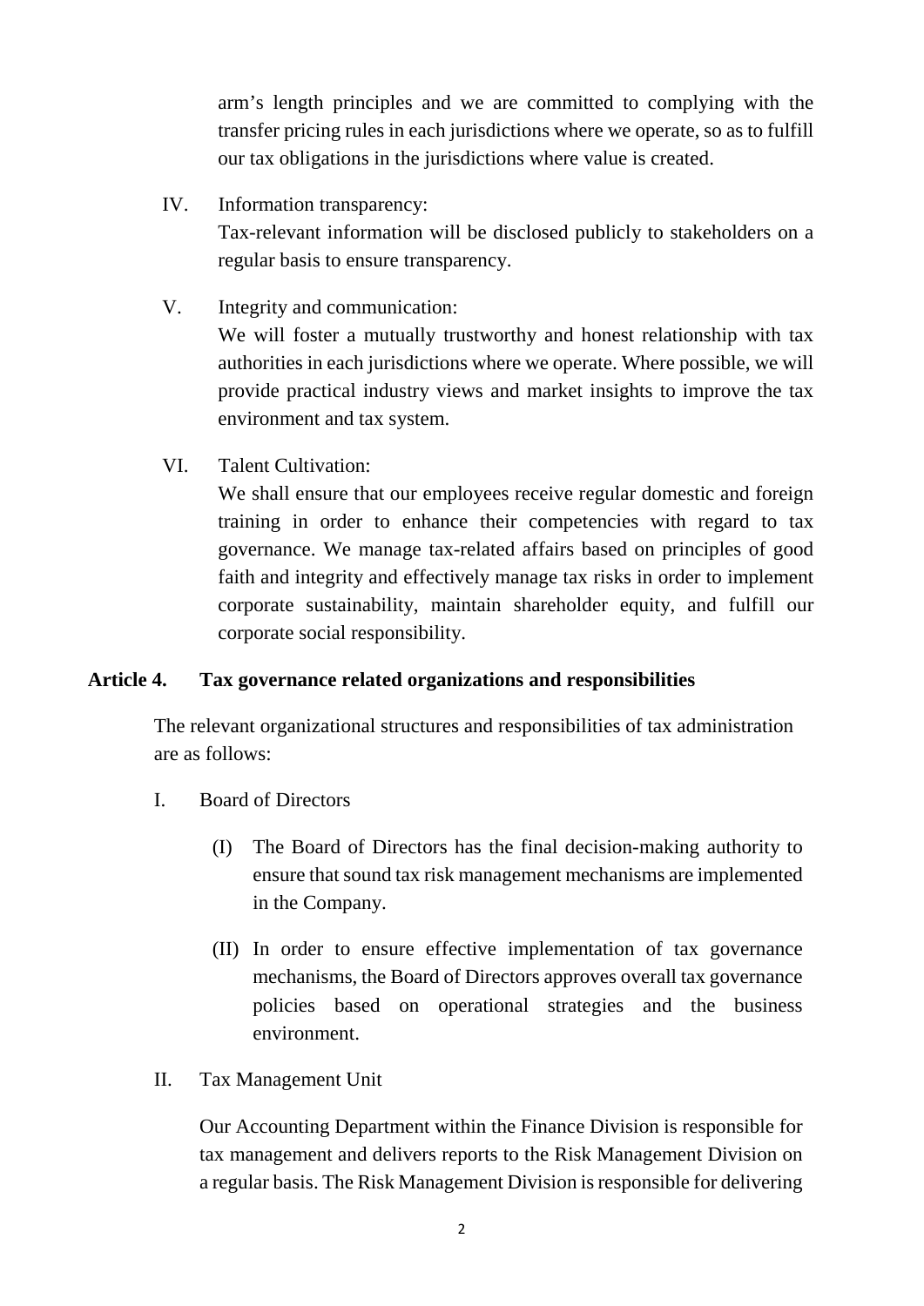arm's length principles and we are committed to complying with the transfer pricing rules in each jurisdictions where we operate, so as to fulfill our tax obligations in the jurisdictions where value is created.

IV. Information transparency:
Tax-relevant information will be disclosed publicly to stakeholders on a regular basis to ensure transparency.

V. Integrity and communication:
We will foster a mutually trustworthy and honest relationship with tax authorities in each jurisdictions where we operate. Where possible, we will provide practical industry views and market insights to improve the tax environment and tax system.

VI. Talent Cultivation:
We shall ensure that our employees receive regular domestic and foreign training in order to enhance their competencies with regard to tax governance. We manage tax-related affairs based on principles of good faith and integrity and effectively manage tax risks in order to implement corporate sustainability, maintain shareholder equity, and fulfill our corporate social responsibility.

**Article 4. Tax governance related organizations and responsibilities**

The relevant organizational structures and responsibilities of tax administration are as follows:

I. Board of Directors

(I) The Board of Directors has the final decision-making authority to ensure that sound tax risk management mechanisms are implemented in the Company.

(II) In order to ensure effective implementation of tax governance mechanisms, the Board of Directors approves overall tax governance policies based on operational strategies and the business environment.

II. Tax Management Unit

Our Accounting Department within the Finance Division is responsible for tax management and delivers reports to the Risk Management Division on a regular basis. The Risk Management Division is responsible for delivering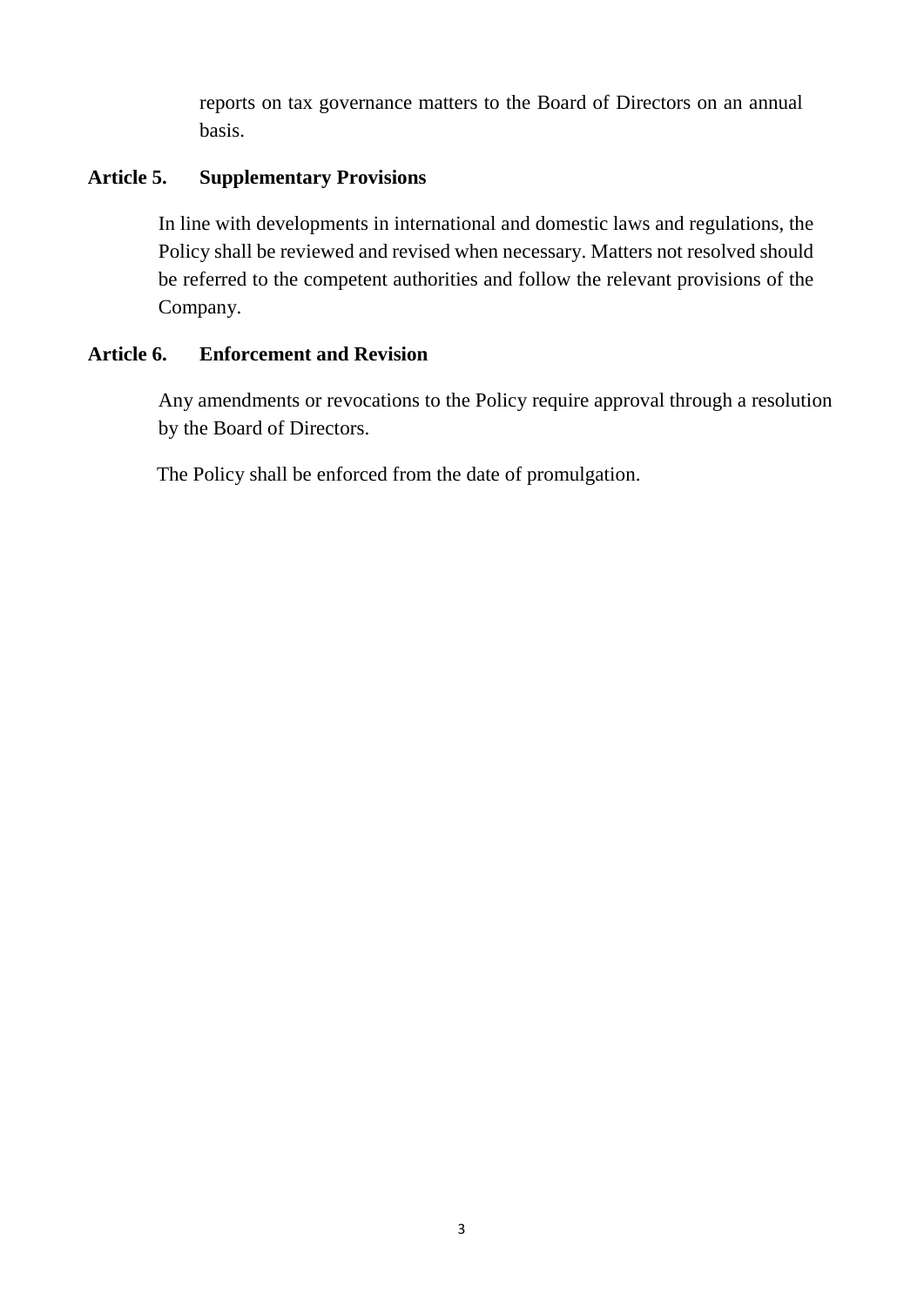reports on tax governance matters to the Board of Directors on an annual basis.

### Article 5. Supplementary Provisions

In line with developments in international and domestic laws and regulations, the Policy shall be reviewed and revised when necessary. Matters not resolved should be referred to the competent authorities and follow the relevant provisions of the Company.

### Article 6. Enforcement and Revision

Any amendments or revocations to the Policy require approval through a resolution by the Board of Directors.

The Policy shall be enforced from the date of promulgation.